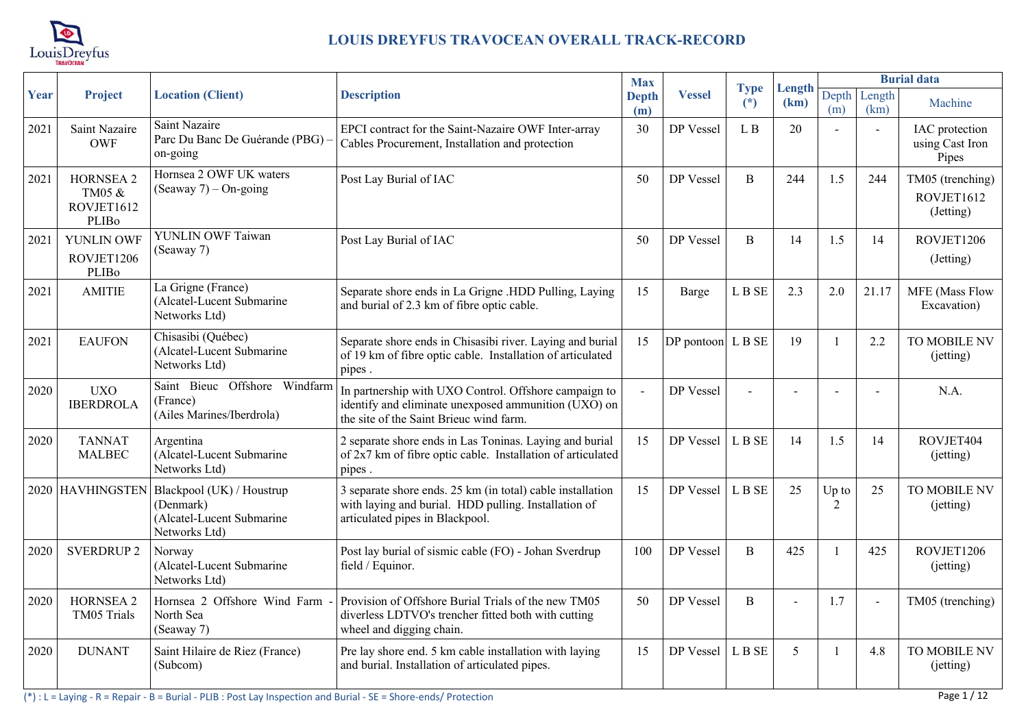# LOUIS DREYFUS TRAVOCEAN OVERALL TRACK-RECORD

| Year | Project | Location (Client) | Description | Max Depth (m) | Vessel | Type (*) | Length (km) | Burial data | | |
|---|---|---|---|---|---|---|---|---|---|---|
| | | | | | | | | Depth (m) | Length (km) | Machine |
| 2021 | Saint Nazaire OWF | Saint Nazaire Parc Du Banc De Guérande (PBG) – on-going | EPCI contract for the Saint-Nazaire OWF Inter-array Cables Procurement, Installation and protection | 30 | DP Vessel | L B | 20 | - | - | IAC protection using Cast Iron Pipes |
| 2021 | HORNSEA 2 TM05 & ROVJET1612 PLIBo | Hornsea 2 OWF UK waters (Seaway 7) – On-going | Post Lay Burial of IAC | 50 | DP Vessel | B | 244 | 1.5 | 244 | TM05 (trenching) ROVJET1612 (Jetting) |
| 2021 | YUNLIN OWF ROVJET1206 PLIBo | YUNLIN OWF Taiwan (Seaway 7) | Post Lay Burial of IAC | 50 | DP Vessel | B | 14 | 1.5 | 14 | ROVJET1206 (Jetting) |
| 2021 | AMITIE | La Grigne (France) (Alcatel-Lucent Submarine Networks Ltd) | Separate shore ends in La Grigne .HDD Pulling, Laying and burial of 2.3 km of fibre optic cable. | 15 | Barge | L B SE | 2.3 | 2.0 | 21.17 | MFE (Mass Flow Excavation) |
| 2021 | EAUFON | Chisasibi (Québec) (Alcatel-Lucent Submarine Networks Ltd) | Separate shore ends in Chisasibi river. Laying and burial of 19 km of fibre optic cable. Installation of articulated pipes . | 15 | DP pontoon | L B SE | 19 | 1 | 2.2 | TO MOBILE NV (jetting) |
| 2020 | UXO IBERDROLA | Saint Bieuc Offshore Windfarm (France) (Ailes Marines/Iberdrola) | In partnership with UXO Control. Offshore campaign to identify and eliminate unexposed ammunition (UXO) on the site of the Saint Brieuc wind farm. | - | DP Vessel | - | - | - | - | N.A. |
| 2020 | TANNAT MALBEC | Argentina (Alcatel-Lucent Submarine Networks Ltd) | 2 separate shore ends in Las Toninas. Laying and burial of 2x7 km of fibre optic cable. Installation of articulated pipes . | 15 | DP Vessel | L B SE | 14 | 1.5 | 14 | ROVJET404 (jetting) |
| 2020 | HAVHINGSTEN | Blackpool (UK) / Houstrup (Denmark) (Alcatel-Lucent Submarine Networks Ltd) | 3 separate shore ends. 25 km (in total) cable installation with laying and burial. HDD pulling. Installation of articulated pipes in Blackpool. | 15 | DP Vessel | L B SE | 25 | Up to 2 | 25 | TO MOBILE NV (jetting) |
| 2020 | SVERDRUP 2 | Norway (Alcatel-Lucent Submarine Networks Ltd) | Post lay burial of sismic cable (FO) - Johan Sverdrup field / Equinor. | 100 | DP Vessel | B | 425 | 1 | 425 | ROVJET1206 (jetting) |
| 2020 | HORNSEA 2 TM05 Trials | Hornsea 2 Offshore Wind Farm - North Sea (Seaway 7) | Provision of Offshore Burial Trials of the new TM05 diverless LDTVO's trencher fitted both with cutting wheel and digging chain. | 50 | DP Vessel | B | - | 1.7 | - | TM05 (trenching) |
| 2020 | DUNANT | Saint Hilaire de Riez (France) (Subcom) | Pre lay shore end. 5 km cable installation with laying and burial. Installation of articulated pipes. | 15 | DP Vessel | L B SE | 5 | 1 | 4.8 | TO MOBILE NV (jetting) |

(*) : L = Laying - R = Repair - B = Burial - PLIB : Post Lay Inspection and Burial - SE = Shore-ends/ Protection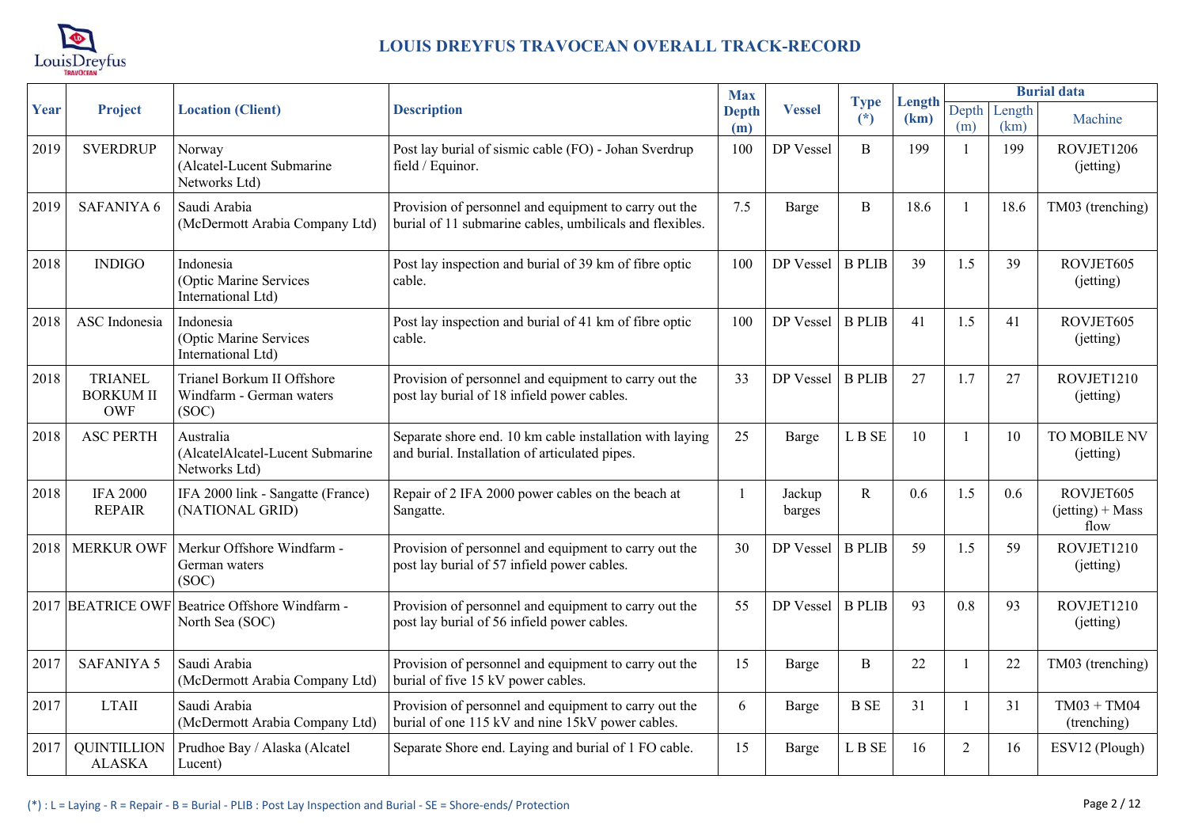# LOUIS DREYFUS TRAVOCEAN OVERALL TRACK-RECORD

| Year | Project | Location (Client) | Description | Max Depth (m) | Vessel | Type (*) | Length (km) | Burial data | | |
|---|---|---|---|---|---|---|---|---|---|---|
| | | | | | | | | Depth (m) | Length (km) | Machine |
| 2019 | SVERDRUP | Norway (Alcatel-Lucent Submarine Networks Ltd) | Post lay burial of sismic cable (FO) - Johan Sverdrup field / Equinor. | 100 | DP Vessel | B | 199 | 1 | 199 | ROVJET1206 (jetting) |
| 2019 | SAFANIYA 6 | Saudi Arabia (McDermott Arabia Company Ltd) | Provision of personnel and equipment to carry out the burial of 11 submarine cables, umbilicals and flexibles. | 7.5 | Barge | B | 18.6 | 1 | 18.6 | TM03 (trenching) |
| 2018 | INDIGO | Indonesia (Optic Marine Services International Ltd) | Post lay inspection and burial of 39 km of fibre optic cable. | 100 | DP Vessel | B PLIB | 39 | 1.5 | 39 | ROVJET605 (jetting) |
| 2018 | ASC Indonesia | Indonesia (Optic Marine Services International Ltd) | Post lay inspection and burial of 41 km of fibre optic cable. | 100 | DP Vessel | B PLIB | 41 | 1.5 | 41 | ROVJET605 (jetting) |
| 2018 | TRIANEL BORKUM II OWF | Trianel Borkum II Offshore Windfarm - German waters (SOC) | Provision of personnel and equipment to carry out the post lay burial of 18 infield power cables. | 33 | DP Vessel | B PLIB | 27 | 1.7 | 27 | ROVJET1210 (jetting) |
| 2018 | ASC PERTH | Australia (AlcatelAlcatel-Lucent Submarine Networks Ltd) | Separate shore end. 10 km cable installation with laying and burial. Installation of articulated pipes. | 25 | Barge | L B SE | 10 | 1 | 10 | TO MOBILE NV (jetting) |
| 2018 | IFA 2000 REPAIR | IFA 2000 link - Sangatte (France) (NATIONAL GRID) | Repair of 2 IFA 2000 power cables on the beach at Sangatte. | 1 | Jackup barges | R | 0.6 | 1.5 | 0.6 | ROVJET605 (jetting) + Mass flow |
| 2018 | MERKUR OWF | Merkur Offshore Windfarm - German waters (SOC) | Provision of personnel and equipment to carry out the post lay burial of 57 infield power cables. | 30 | DP Vessel | B PLIB | 59 | 1.5 | 59 | ROVJET1210 (jetting) |
| 2017 | BEATRICE OWF | Beatrice Offshore Windfarm - North Sea (SOC) | Provision of personnel and equipment to carry out the post lay burial of 56 infield power cables. | 55 | DP Vessel | B PLIB | 93 | 0.8 | 93 | ROVJET1210 (jetting) |
| 2017 | SAFANIYA 5 | Saudi Arabia (McDermott Arabia Company Ltd) | Provision of personnel and equipment to carry out the burial of five 15 kV power cables. | 15 | Barge | B | 22 | 1 | 22 | TM03 (trenching) |
| 2017 | LTAII | Saudi Arabia (McDermott Arabia Company Ltd) | Provision of personnel and equipment to carry out the burial of one 115 kV and nine 15kV power cables. | 6 | Barge | B SE | 31 | 1 | 31 | TM03 + TM04 (trenching) |
| 2017 | QUINTILLION ALASKA | Prudhoe Bay / Alaska (Alcatel Lucent) | Separate Shore end. Laying and burial of 1 FO cable. | 15 | Barge | L B SE | 16 | 2 | 16 | ESV12 (Plough) |

(*) : L = Laying - R = Repair - B = Burial - PLIB : Post Lay Inspection and Burial - SE = Shore-ends/ Protection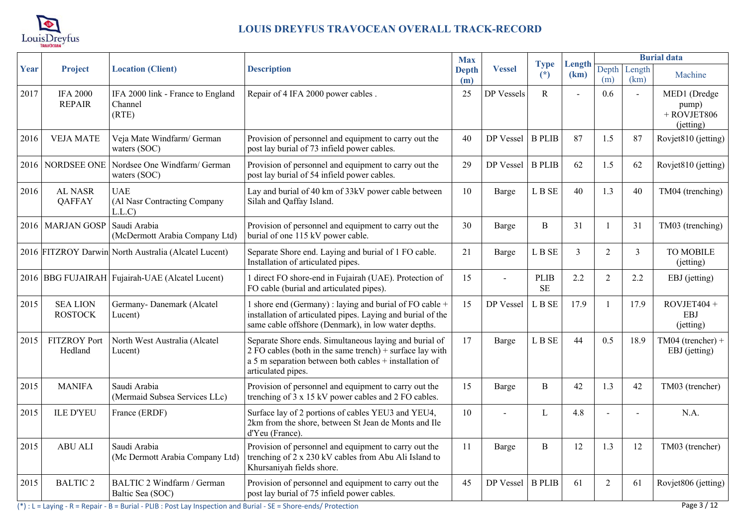# LOUIS DREYFUS TRAVOCEAN OVERALL TRACK-RECORD

| Year | Project | Location (Client) | Description | Max Depth (m) | Vessel | Type (*) | Length (km) | Burial data | | |
|---|---|---|---|---|---|---|---|---|---|---|
| | | | | | | | | Depth (m) | Length (km) | Machine |
| 2017 | IFA 2000 REPAIR | IFA 2000 link - France to England Channel (RTE) | Repair of 4 IFA 2000 power cables . | 25 | DP Vessels | R | - | 0.6 | - | MED1 (Dredge pump) + ROVJET806 (jetting) |
| 2016 | VEJA MATE | Veja Mate Windfarm/ German waters (SOC) | Provision of personnel and equipment to carry out the post lay burial of 73 infield power cables. | 40 | DP Vessel | B PLIB | 87 | 1.5 | 87 | Rovjet810 (jetting) |
| 2016 | NORDSEE ONE | Nordsee One Windfarm/ German waters (SOC) | Provision of personnel and equipment to carry out the post lay burial of 54 infield power cables. | 29 | DP Vessel | B PLIB | 62 | 1.5 | 62 | Rovjet810 (jetting) |
| 2016 | AL NASR QAFFAY | UAE (Al Nasr Contracting Company L.L.C) | Lay and burial of 40 km of 33kV power cable between Silah and Qaffay Island. | 10 | Barge | L B SE | 40 | 1.3 | 40 | TM04 (trenching) |
| 2016 | MARJAN GOSP | Saudi Arabia (McDermott Arabia Company Ltd) | Provision of personnel and equipment to carry out the burial of one 115 kV power cable. | 30 | Barge | B | 31 | 1 | 31 | TM03 (trenching) |
| 2016 | FITZROY Darwin | North Australia (Alcatel Lucent) | Separate Shore end. Laying and burial of 1 FO cable. Installation of articulated pipes. | 21 | Barge | L B SE | 3 | 2 | 3 | TO MOBILE (jetting) |
| 2016 | BBG FUJAIRAH | Fujairah-UAE (Alcatel Lucent) | 1 direct FO shore-end in Fujairah (UAE). Protection of FO cable (burial and articulated pipes). | 15 | - | PLIB SE | 2.2 | 2 | 2.2 | EBJ (jetting) |
| 2015 | SEA LION ROSTOCK | Germany- Danemark (Alcatel Lucent) | 1 shore end (Germany) : laying and burial of FO cable + installation of articulated pipes. Laying and burial of the same cable offshore (Denmark), in low water depths. | 15 | DP Vessel | L B SE | 17.9 | 1 | 17.9 | ROVJET404 + EBJ (jetting) |
| 2015 | FITZROY Port Hedland | North West Australia (Alcatel Lucent) | Separate Shore ends. Simultaneous laying and burial of 2 FO cables (both in the same trench) + surface lay with a 5 m separation between both cables + installation of articulated pipes. | 17 | Barge | L B SE | 44 | 0.5 | 18.9 | TM04 (trencher) + EBJ (jetting) |
| 2015 | MANIFA | Saudi Arabia (Mermaid Subsea Services LLc) | Provision of personnel and equipment to carry out the trenching of 3 x 15 kV power cables and 2 FO cables. | 15 | Barge | B | 42 | 1.3 | 42 | TM03 (trencher) |
| 2015 | ILE D'YEU | France (ERDF) | Surface lay of 2 portions of cables YEU3 and YEU4, 2km from the shore, between St Jean de Monts and Ile d'Yeu (France). | 10 | - | L | 4.8 | - | - | N.A. |
| 2015 | ABU ALI | Saudi Arabia (Mc Dermott Arabia Company Ltd) | Provision of personnel and equipment to carry out the trenching of 2 x 230 kV cables from Abu Ali Island to Khursaniyah fields shore. | 11 | Barge | B | 12 | 1.3 | 12 | TM03 (trencher) |
| 2015 | BALTIC 2 | BALTIC 2 Windfarm / German Baltic Sea (SOC) | Provision of personnel and equipment to carry out the post lay burial of 75 infield power cables. | 45 | DP Vessel | B PLIB | 61 | 2 | 61 | Rovjet806 (jetting) |

(*) : L = Laying - R = Repair - B = Burial - PLIB : Post Lay Inspection and Burial - SE = Shore-ends/ Protection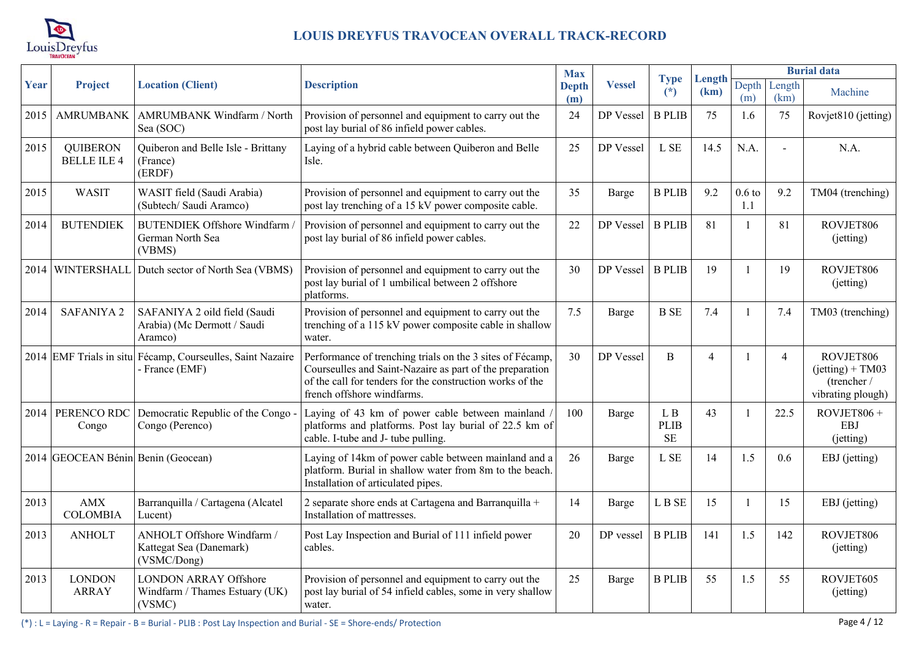# LOUIS DREYFUS TRAVOCEAN OVERALL TRACK-RECORD

| Year | Project | Location (Client) | Description | Max Depth (m) | Vessel | Type (*) | Length (km) | Burial data | | |
|---|---|---|---|---|---|---|---|---|---|---|
| | | | | | | | | Depth (m) | Length (km) | Machine |
| 2015 | AMRUMBANK | AMRUMBANK Windfarm / North Sea (SOC) | Provision of personnel and equipment to carry out the post lay burial of 86 infield power cables. | 24 | DP Vessel | B PLIB | 75 | 1.6 | 75 | Rovjet810 (jetting) |
| 2015 | QUIBERON BELLE ILE 4 | Quiberon and Belle Isle - Brittany (France) (ERDF) | Laying of a hybrid cable between Quiberon and Belle Isle. | 25 | DP Vessel | L SE | 14.5 | N.A. | - | N.A. |
| 2015 | WASIT | WASIT field (Saudi Arabia) (Subtech/ Saudi Aramco) | Provision of personnel and equipment to carry out the post lay trenching of a 15 kV power composite cable. | 35 | Barge | B PLIB | 9.2 | 0.6 to 1.1 | 9.2 | TM04 (trenching) |
| 2014 | BUTENDIEK | BUTENDIEK Offshore Windfarm / German North Sea (VBMS) | Provision of personnel and equipment to carry out the post lay burial of 86 infield power cables. | 22 | DP Vessel | B PLIB | 81 | 1 | 81 | ROVJET806 (jetting) |
| 2014 | WINTERSHALL | Dutch sector of North Sea (VBMS) | Provision of personnel and equipment to carry out the post lay burial of 1 umbilical between 2 offshore platforms. | 30 | DP Vessel | B PLIB | 19 | 1 | 19 | ROVJET806 (jetting) |
| 2014 | SAFANIYA 2 | SAFANIYA 2 oild field (Saudi Arabia) (Mc Dermott / Saudi Aramco) | Provision of personnel and equipment to carry out the trenching of a 115 kV power composite cable in shallow water. | 7.5 | Barge | B SE | 7.4 | 1 | 7.4 | TM03 (trenching) |
| 2014 | EMF Trials in situ | Fécamp, Courseulles, Saint Nazaire - France (EMF) | Performance of trenching trials on the 3 sites of Fécamp, Courseulles and Saint-Nazaire as part of the preparation of the call for tenders for the construction works of the french offshore windfarms. | 30 | DP Vessel | B | 4 | 1 | 4 | ROVJET806 (jetting) + TM03 (trencher / vibrating plough) |
| 2014 | PERENCO RDC Congo | Democratic Republic of the Congo - Congo (Perenco) | Laying of 43 km of power cable between mainland / platforms and platforms. Post lay burial of 22.5 km of cable. I-tube and J- tube pulling. | 100 | Barge | L B PLIB SE | 43 | 1 | 22.5 | ROVJET806 + EBJ (jetting) |
| 2014 | GEOCEAN Bénin | Benin (Geocean) | Laying of 14km of power cable between mainland and a platform. Burial in shallow water from 8m to the beach. Installation of articulated pipes. | 26 | Barge | L SE | 14 | 1.5 | 0.6 | EBJ (jetting) |
| 2013 | AMX COLOMBIA | Barranquilla / Cartagena (Alcatel Lucent) | 2 separate shore ends at Cartagena and Barranquilla + Installation of mattresses. | 14 | Barge | L B SE | 15 | 1 | 15 | EBJ (jetting) |
| 2013 | ANHOLT | ANHOLT Offshore Windfarm / Kattegat Sea (Danemark) (VSMC/Dong) | Post Lay Inspection and Burial of 111 infield power cables. | 20 | DP vessel | B PLIB | 141 | 1.5 | 142 | ROVJET806 (jetting) |
| 2013 | LONDON ARRAY | LONDON ARRAY Offshore Windfarm / Thames Estuary (UK) (VSMC) | Provision of personnel and equipment to carry out the post lay burial of 54 infield cables, some in very shallow water. | 25 | Barge | B PLIB | 55 | 1.5 | 55 | ROVJET605 (jetting) |

(*) : L = Laying - R = Repair - B = Burial - PLIB : Post Lay Inspection and Burial - SE = Shore-ends/ Protection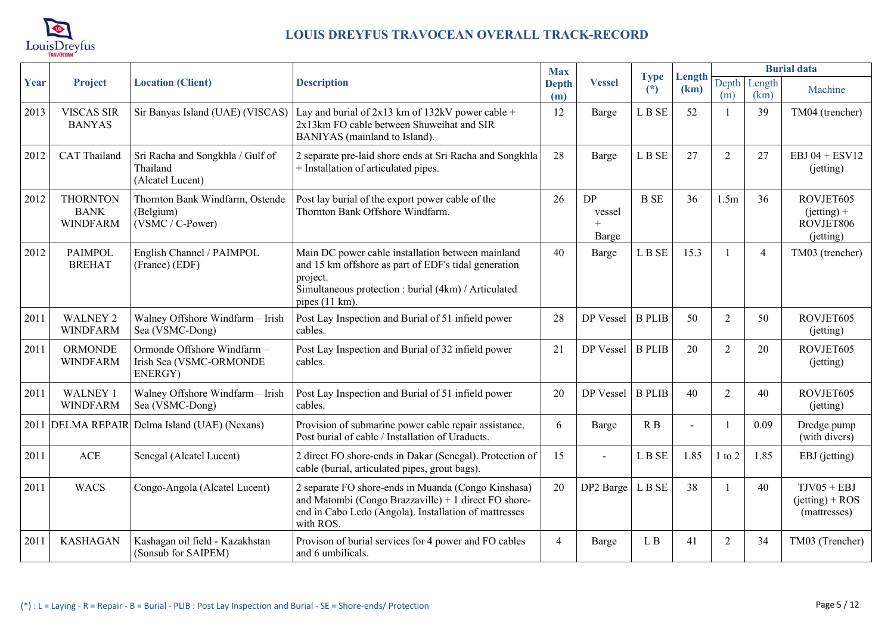# LOUIS DREYFUS TRAVOCEAN OVERALL TRACK-RECORD

| Year | Project | Location (Client) | Description | Max Depth (m) | Vessel | Type (*) | Length (km) | Burial data | | |
|---|---|---|---|---|---|---|---|---|---|---|
| | | | | | | | | Depth (m) | Length (km) | Machine |
| 2013 | VISCAS SIR BANYAS | Sir Banyas Island (UAE) (VISCAS) | Lay and burial of 2x13 km of 132kV power cable + 2x13km FO cable between Shuweihat and SIR BANIYAS (mainland to Island). | 12 | Barge | L B SE | 52 | 1 | 39 | TM04 (trencher) |
| 2012 | CAT Thailand | Sri Racha and Songkhla / Gulf of Thailand (Alcatel Lucent) | 2 separate pre-laid shore ends at Sri Racha and Songkhla + Installation of articulated pipes. | 28 | Barge | L B SE | 27 | 2 | 27 | EBJ 04 + ESV12 (jetting) |
| 2012 | THORNTON BANK WINDFARM | Thornton Bank Windfarm, Ostende (Belgium) (VSMC / C-Power) | Post lay burial of the export power cable of the Thornton Bank Offshore Windfarm. | 26 | DP vessel + Barge | B SE | 36 | 1.5m | 36 | ROVJET605 (jetting) + ROVJET806 (jetting) |
| 2012 | PAIMPOL BREHAT | English Channel / PAIMPOL (France) (EDF) | Main DC power cable installation between mainland and 15 km offshore as part of EDF's tidal generation project.<br>Simultaneous protection : burial (4km) / Articulated pipes (11 km). | 40 | Barge | L B SE | 15.3 | 1 | 4 | TM03 (trencher) |
| 2011 | WALNEY 2 WINDFARM | Walney Offshore Windfarm – Irish Sea (VSMC-Dong) | Post Lay Inspection and Burial of 51 infield power cables. | 28 | DP Vessel | B PLIB | 50 | 2 | 50 | ROVJET605 (jetting) |
| 2011 | ORMONDE WINDFARM | Ormonde Offshore Windfarm – Irish Sea (VSMC-ORMONDE ENERGY) | Post Lay Inspection and Burial of 32 infield power cables. | 21 | DP Vessel | B PLIB | 20 | 2 | 20 | ROVJET605 (jetting) |
| 2011 | WALNEY 1 WINDFARM | Walney Offshore Windfarm – Irish Sea (VSMC-Dong) | Post Lay Inspection and Burial of 51 infield power cables. | 20 | DP Vessel | B PLIB | 40 | 2 | 40 | ROVJET605 (jetting) |
| 2011 | DELMA REPAIR | Delma Island (UAE) (Nexans) | Provision of submarine power cable repair assistance. Post burial of cable / Installation of Uraducts. | 6 | Barge | R B | - | 1 | 0.09 | Dredge pump (with divers) |
| 2011 | ACE | Senegal (Alcatel Lucent) | 2 direct FO shore-ends in Dakar (Senegal). Protection of cable (burial, articulated pipes, grout bags). | 15 | - | L B SE | 1.85 | 1 to 2 | 1.85 | EBJ (jetting) |
| 2011 | WACS | Congo-Angola (Alcatel Lucent) | 2 separate FO shore-ends in Muanda (Congo Kinshasa) and Matombi (Congo Brazzaville) + 1 direct FO shore-end in Cabo Ledo (Angola). Installation of mattresses with ROS. | 20 | DP2 Barge | L B SE | 38 | 1 | 40 | TJV05 + EBJ (jetting) + ROS (mattresses) |
| 2011 | KASHAGAN | Kashagan oil field - Kazakhstan (Sonsub for SAIPEM) | Provison of burial services for 4 power and FO cables and 6 umbilicals. | 4 | Barge | L B | 41 | 2 | 34 | TM03 (Trencher) |

(*) : L = Laying - R = Repair - B = Burial - PLIB : Post Lay Inspection and Burial - SE = Shore-ends/ Protection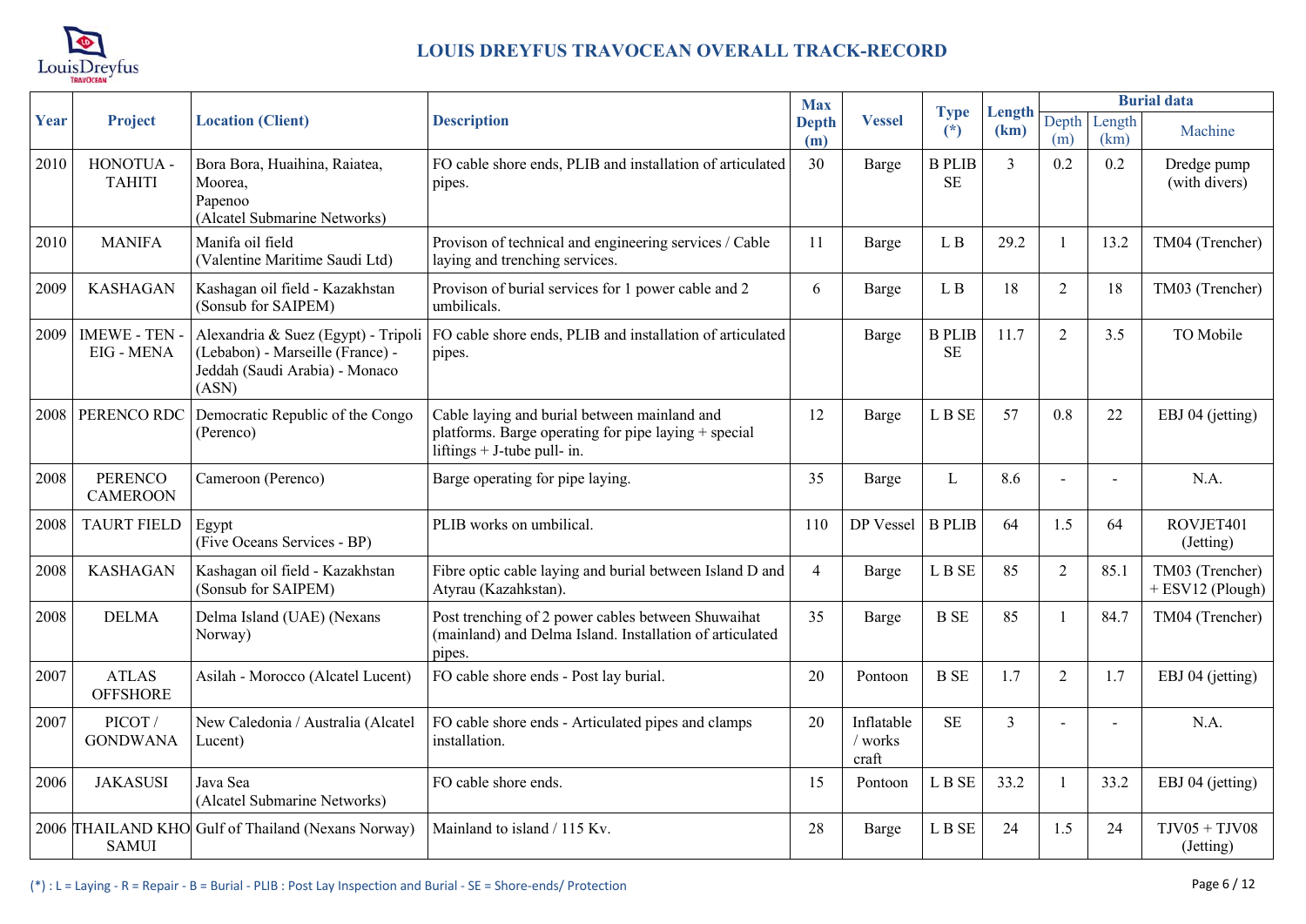# LOUIS DREYFUS TRAVOCEAN OVERALL TRACK-RECORD

| Year | Project | Location (Client) | Description | Max Depth (m) | Vessel | Type (*) | Length (km) | Burial data | | |
|---|---|---|---|---|---|---|---|---|---|---|
| | | | | | | | | Depth (m) | Length (km) | Machine |
| 2010 | HONOTUA - TAHITI | Bora Bora, Huaihina, Raiatea, Moorea, Papenoo (Alcatel Submarine Networks) | FO cable shore ends, PLIB and installation of articulated pipes. | 30 | Barge | B PLIB SE | 3 | 0.2 | 0.2 | Dredge pump (with divers) |
| 2010 | MANIFA | Manifa oil field (Valentine Maritime Saudi Ltd) | Provison of technical and engineering services / Cable laying and trenching services. | 11 | Barge | L B | 29.2 | 1 | 13.2 | TM04 (Trencher) |
| 2009 | KASHAGAN | Kashagan oil field - Kazakhstan (Sonsub for SAIPEM) | Provison of burial services for 1 power cable and 2 umbilicals. | 6 | Barge | L B | 18 | 2 | 18 | TM03 (Trencher) |
| 2009 | IMEWE - TEN - EIG - MENA | Alexandria & Suez (Egypt) - Tripoli (Lebanon) - Marseille (France) - Jeddah (Saudi Arabia) - Monaco (ASN) | FO cable shore ends, PLIB and installation of articulated pipes. | | Barge | B PLIB SE | 11.7 | 2 | 3.5 | TO Mobile |
| 2008 | PERENCO RDC | Democratic Republic of the Congo (Perenco) | Cable laying and burial between mainland and platforms. Barge operating for pipe laying + special liftings + J-tube pull- in. | 12 | Barge | L B SE | 57 | 0.8 | 22 | EBJ 04 (jetting) |
| 2008 | PERENCO CAMEROON | Cameroon (Perenco) | Barge operating for pipe laying. | 35 | Barge | L | 8.6 | - | - | N.A. |
| 2008 | TAURT FIELD | Egypt (Five Oceans Services - BP) | PLIB works on umbilical. | 110 | DP Vessel | B PLIB | 64 | 1.5 | 64 | ROVJET401 (Jetting) |
| 2008 | KASHAGAN | Kashagan oil field - Kazakhstan (Sonsub for SAIPEM) | Fibre optic cable laying and burial between Island D and Atyrau (Kazahkstan). | 4 | Barge | L B SE | 85 | 2 | 85.1 | TM03 (Trencher) + ESV12 (Plough) |
| 2008 | DELMA | Delma Island (UAE) (Nexans Norway) | Post trenching of 2 power cables between Shuwaihat (mainland) and Delma Island. Installation of articulated pipes. | 35 | Barge | B SE | 85 | 1 | 84.7 | TM04 (Trencher) |
| 2007 | ATLAS OFFSHORE | Asilah - Morocco (Alcatel Lucent) | FO cable shore ends - Post lay burial. | 20 | Pontoon | B SE | 1.7 | 2 | 1.7 | EBJ 04 (jetting) |
| 2007 | PICOT / GONDWANA | New Caledonia / Australia (Alcatel Lucent) | FO cable shore ends - Articulated pipes and clamps installation. | 20 | Inflatable / works craft | SE | 3 | - | - | N.A. |
| 2006 | JAKASUSI | Java Sea (Alcatel Submarine Networks) | FO cable shore ends. | 15 | Pontoon | L B SE | 33.2 | 1 | 33.2 | EBJ 04 (jetting) |
| 2006 | THAILAND KHO SAMUI | Gulf of Thailand (Nexans Norway) | Mainland to island / 115 Kv. | 28 | Barge | L B SE | 24 | 1.5 | 24 | TJV05 + TJV08 (Jetting) |

(*) : L = Laying - R = Repair - B = Burial - PLIB : Post Lay Inspection and Burial - SE = Shore-ends/ Protection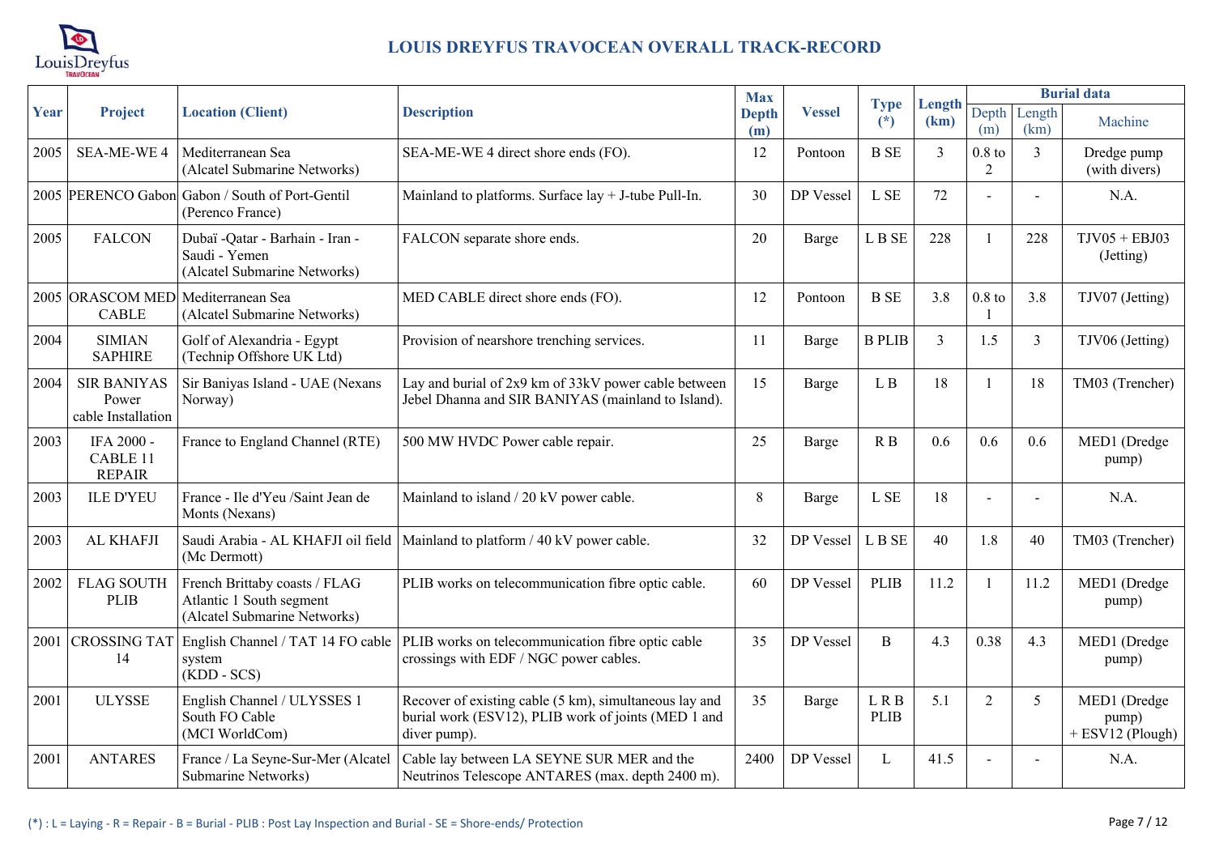# LOUIS DREYFUS TRAVOCEAN OVERALL TRACK-RECORD

| Year | Project | Location (Client) | Description | Max Depth (m) | Vessel | Type (*) | Length (km) | Burial data | | |
|---|---|---|---|---|---|---|---|---|---|---|
| | | | | | | | | Depth (m) | Length (km) | Machine |
| 2005 | SEA-ME-WE 4 | Mediterranean Sea (Alcatel Submarine Networks) | SEA-ME-WE 4 direct shore ends (FO). | 12 | Pontoon | B SE | 3 | 0.8 to 2 | 3 | Dredge pump (with divers) |
| 2005 | PERENCO Gabon | Gabon / South of Port-Gentil (Perenco France) | Mainland to platforms. Surface lay + J-tube Pull-In. | 30 | DP Vessel | L SE | 72 | - | - | N.A. |
| 2005 | FALCON | Dubaï -Qatar - Barhain - Iran - Saudi - Yemen (Alcatel Submarine Networks) | FALCON separate shore ends. | 20 | Barge | L B SE | 228 | 1 | 228 | TJV05 + EBJ03 (Jetting) |
| 2005 | ORASCOM MED CABLE | Mediterranean Sea (Alcatel Submarine Networks) | MED CABLE direct shore ends (FO). | 12 | Pontoon | B SE | 3.8 | 0.8 to 1 | 3.8 | TJV07 (Jetting) |
| 2004 | SIMIAN SAPHIRE | Golf of Alexandria - Egypt (Technip Offshore UK Ltd) | Provision of nearshore trenching services. | 11 | Barge | B PLIB | 3 | 1.5 | 3 | TJV06 (Jetting) |
| 2004 | SIR BANIYAS Power cable Installation | Sir Baniyas Island - UAE (Nexans Norway) | Lay and burial of 2x9 km of 33kV power cable between Jebel Dhanna and SIR BANIYAS (mainland to Island). | 15 | Barge | L B | 18 | 1 | 18 | TM03 (Trencher) |
| 2003 | IFA 2000 - CABLE 11 REPAIR | France to England Channel (RTE) | 500 MW HVDC Power cable repair. | 25 | Barge | R B | 0.6 | 0.6 | 0.6 | MED1 (Dredge pump) |
| 2003 | ILE D'YEU | France - Ile d'Yeu /Saint Jean de Monts (Nexans) | Mainland to island / 20 kV power cable. | 8 | Barge | L SE | 18 | - | - | N.A. |
| 2003 | AL KHAFJI | Saudi Arabia - AL KHAFJI oil field (Mc Dermott) | Mainland to platform / 40 kV power cable. | 32 | DP Vessel | L B SE | 40 | 1.8 | 40 | TM03 (Trencher) |
| 2002 | FLAG SOUTH PLIB | French Brittaby coasts / FLAG Atlantic 1 South segment (Alcatel Submarine Networks) | PLIB works on telecommunication fibre optic cable. | 60 | DP Vessel | PLIB | 11.2 | 1 | 11.2 | MED1 (Dredge pump) |
| 2001 | CROSSING TAT 14 | English Channel / TAT 14 FO cable system (KDD - SCS) | PLIB works on telecommunication fibre optic cable crossings with EDF / NGC power cables. | 35 | DP Vessel | B | 4.3 | 0.38 | 4.3 | MED1 (Dredge pump) |
| 2001 | ULYSSE | English Channel / ULYSSES 1 South FO Cable (MCI WorldCom) | Recover of existing cable (5 km), simultaneous lay and burial work (ESV12), PLIB work of joints (MED 1 and diver pump). | 35 | Barge | L R B PLIB | 5.1 | 2 | 5 | MED1 (Dredge pump) + ESV12 (Plough) |
| 2001 | ANTARES | France / La Seyne-Sur-Mer (Alcatel Submarine Networks) | Cable lay between LA SEYNE SUR MER and the Neutrinos Telescope ANTARES (max. depth 2400 m). | 2400 | DP Vessel | L | 41.5 | - | - | N.A. |

(*) : L = Laying - R = Repair - B = Burial - PLIB : Post Lay Inspection and Burial - SE = Shore-ends/ Protection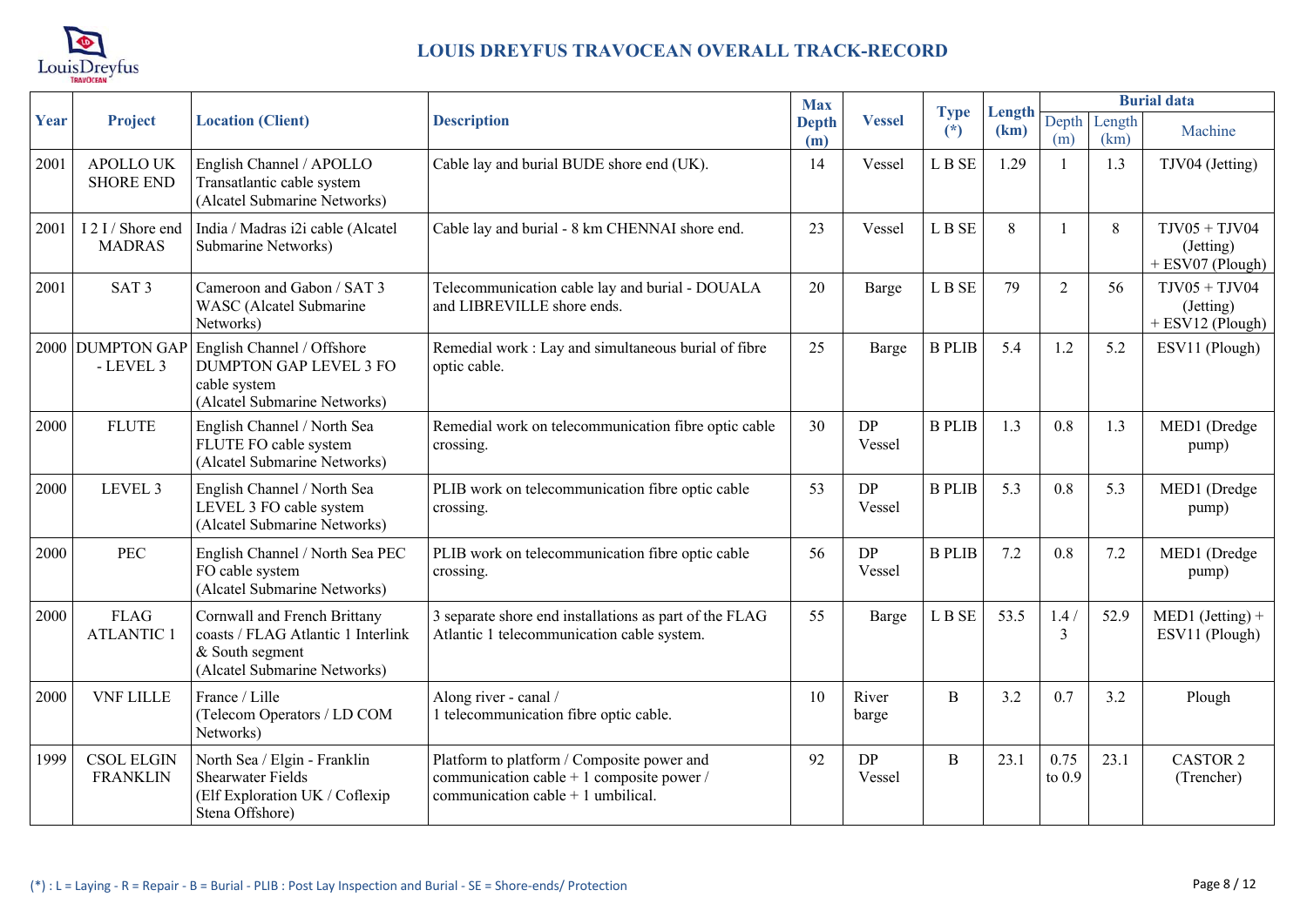# LOUIS DREYFUS TRAVOCEAN OVERALL TRACK-RECORD

| Year | Project | Location (Client) | Description | Max Depth (m) | Vessel | Type (*) | Length (km) | Burial data | | |
|---|---|---|---|---|---|---|---|---|---|---|
| | | | | | | | | Depth (m) | Length (km) | Machine |
| 2001 | APOLLO UK SHORE END | English Channel / APOLLO Transatlantic cable system (Alcatel Submarine Networks) | Cable lay and burial BUDE shore end (UK). | 14 | Vessel | L B SE | 1.29 | 1 | 1.3 | TJV04 (Jetting) |
| 2001 | I 2 I / Shore end MADRAS | India / Madras i2i cable (Alcatel Submarine Networks) | Cable lay and burial - 8 km CHENNAI shore end. | 23 | Vessel | L B SE | 8 | 1 | 8 | TJV05 + TJV04 (Jetting) + ESV07 (Plough) |
| 2001 | SAT 3 | Cameroon and Gabon / SAT 3 WASC (Alcatel Submarine Networks) | Telecommunication cable lay and burial - DOUALA and LIBREVILLE shore ends. | 20 | Barge | L B SE | 79 | 2 | 56 | TJV05 + TJV04 (Jetting) + ESV12 (Plough) |
| 2000 | DUMPTON GAP - LEVEL 3 | English Channel / Offshore DUMPTON GAP LEVEL 3 FO cable system (Alcatel Submarine Networks) | Remedial work : Lay and simultaneous burial of fibre optic cable. | 25 | Barge | B PLIB | 5.4 | 1.2 | 5.2 | ESV11 (Plough) |
| 2000 | FLUTE | English Channel / North Sea FLUTE FO cable system (Alcatel Submarine Networks) | Remedial work on telecommunication fibre optic cable crossing. | 30 | DP Vessel | B PLIB | 1.3 | 0.8 | 1.3 | MED1 (Dredge pump) |
| 2000 | LEVEL 3 | English Channel / North Sea LEVEL 3 FO cable system (Alcatel Submarine Networks) | PLIB work on telecommunication fibre optic cable crossing. | 53 | DP Vessel | B PLIB | 5.3 | 0.8 | 5.3 | MED1 (Dredge pump) |
| 2000 | PEC | English Channel / North Sea PEC FO cable system (Alcatel Submarine Networks) | PLIB work on telecommunication fibre optic cable crossing. | 56 | DP Vessel | B PLIB | 7.2 | 0.8 | 7.2 | MED1 (Dredge pump) |
| 2000 | FLAG ATLANTIC 1 | Cornwall and French Brittany coasts / FLAG Atlantic 1 Interlink & South segment (Alcatel Submarine Networks) | 3 separate shore end installations as part of the FLAG Atlantic 1 telecommunication cable system. | 55 | Barge | L B SE | 53.5 | 1.4 / 3 | 52.9 | MED1 (Jetting) + ESV11 (Plough) |
| 2000 | VNF LILLE | France / Lille (Telecom Operators / LD COM Networks) | Along river - canal / 1 telecommunication fibre optic cable. | 10 | River barge | B | 3.2 | 0.7 | 3.2 | Plough |
| 1999 | CSOL ELGIN FRANKLIN | North Sea / Elgin - Franklin Shearwater Fields (Elf Exploration UK / Coflexip Stena Offshore) | Platform to platform / Composite power and communication cable + 1 composite power / communication cable + 1 umbilical. | 92 | DP Vessel | B | 23.1 | 0.75 to 0.9 | 23.1 | CASTOR 2 (Trencher) |

(*) : L = Laying - R = Repair - B = Burial - PLIB : Post Lay Inspection and Burial - SE = Shore-ends/ Protection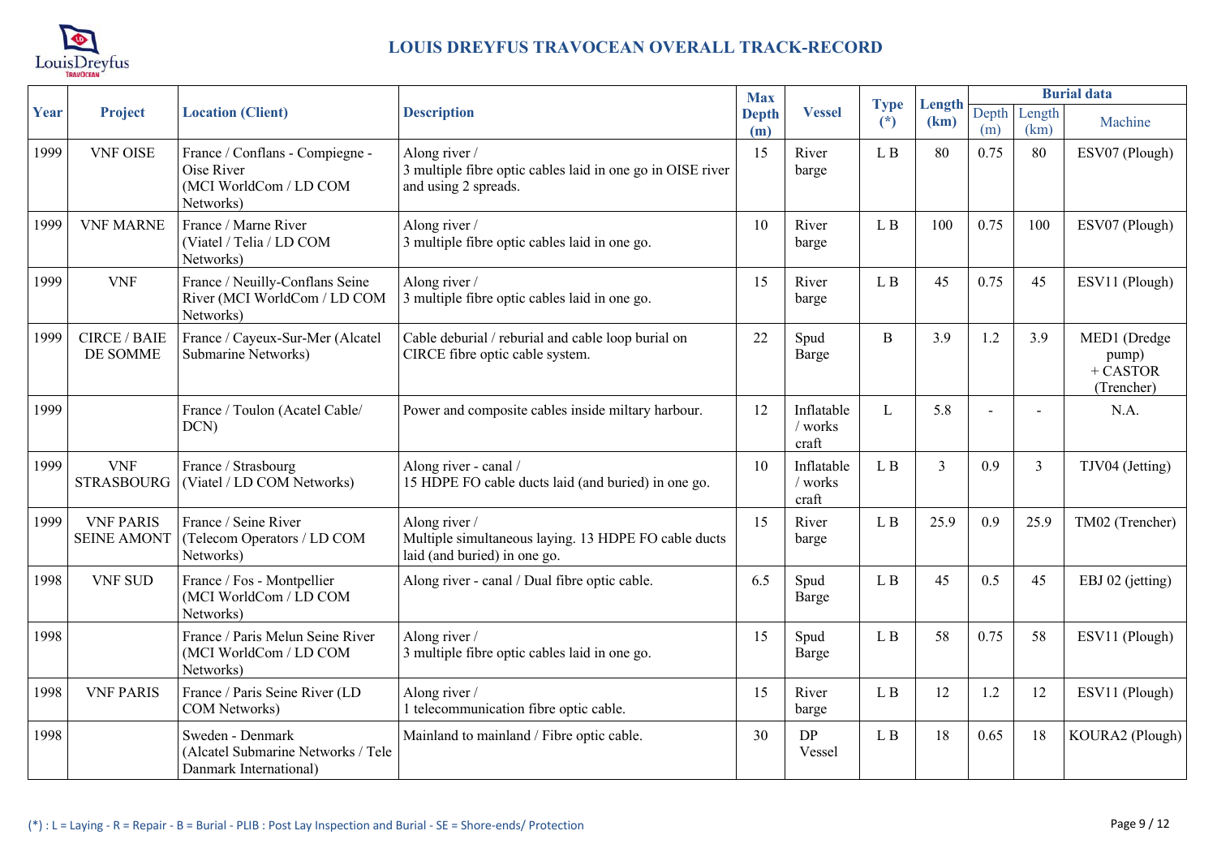# LOUIS DREYFUS TRAVOCEAN OVERALL TRACK-RECORD

| Year | Project | Location (Client) | Description | Max Depth (m) | Vessel | Type (*) | Length (km) | Burial data | | |
|---|---|---|---|---|---|---|---|---|---|---|
| | | | | | | | | Depth (m) | Length (km) | Machine |
| 1999 | VNF OISE | France / Conflans - Compiegne - Oise River (MCI WorldCom / LD COM Networks) | Along river / 3 multiple fibre optic cables laid in one go in OISE river and using 2 spreads. | 15 | River barge | L B | 80 | 0.75 | 80 | ESV07 (Plough) |
| 1999 | VNF MARNE | France / Marne River (Viatel / Telia / LD COM Networks) | Along river / 3 multiple fibre optic cables laid in one go. | 10 | River barge | L B | 100 | 0.75 | 100 | ESV07 (Plough) |
| 1999 | VNF | France / Neuilly-Conflans Seine River (MCI WorldCom / LD COM Networks) | Along river / 3 multiple fibre optic cables laid in one go. | 15 | River barge | L B | 45 | 0.75 | 45 | ESV11 (Plough) |
| 1999 | CIRCE / BAIE DE SOMME | France / Cayeux-Sur-Mer (Alcatel Submarine Networks) | Cable deburial / reburial and cable loop burial on CIRCE fibre optic cable system. | 22 | Spud Barge | B | 3.9 | 1.2 | 3.9 | MED1 (Dredge pump) + CASTOR (Trencher) |
| 1999 | | France / Toulon (Acatel Cable/ DCN) | Power and composite cables inside miltary harbour. | 12 | Inflatable / works craft | L | 5.8 | - | - | N.A. |
| 1999 | VNF STRASBOURG | France / Strasbourg (Viatel / LD COM Networks) | Along river - canal / 15 HDPE FO cable ducts laid (and buried) in one go. | 10 | Inflatable / works craft | L B | 3 | 0.9 | 3 | TJV04 (Jetting) |
| 1999 | VNF PARIS SEINE AMONT | France / Seine River (Telecom Operators / LD COM Networks) | Along river / Multiple simultaneous laying. 13 HDPE FO cable ducts laid (and buried) in one go. | 15 | River barge | L B | 25.9 | 0.9 | 25.9 | TM02 (Trencher) |
| 1998 | VNF SUD | France / Fos - Montpellier (MCI WorldCom / LD COM Networks) | Along river - canal / Dual fibre optic cable. | 6.5 | Spud Barge | L B | 45 | 0.5 | 45 | EBJ 02 (jetting) |
| 1998 | | France / Paris Melun Seine River (MCI WorldCom / LD COM Networks) | Along river / 3 multiple fibre optic cables laid in one go. | 15 | Spud Barge | L B | 58 | 0.75 | 58 | ESV11 (Plough) |
| 1998 | VNF PARIS | France / Paris Seine River (LD COM Networks) | Along river / 1 telecommunication fibre optic cable. | 15 | River barge | L B | 12 | 1.2 | 12 | ESV11 (Plough) |
| 1998 | | Sweden - Denmark (Alcatel Submarine Networks / Tele Danmark International) | Mainland to mainland / Fibre optic cable. | 30 | DP Vessel | L B | 18 | 0.65 | 18 | KOURA2 (Plough) |

(*) : L = Laying - R = Repair - B = Burial - PLIB : Post Lay Inspection and Burial - SE = Shore-ends/ Protection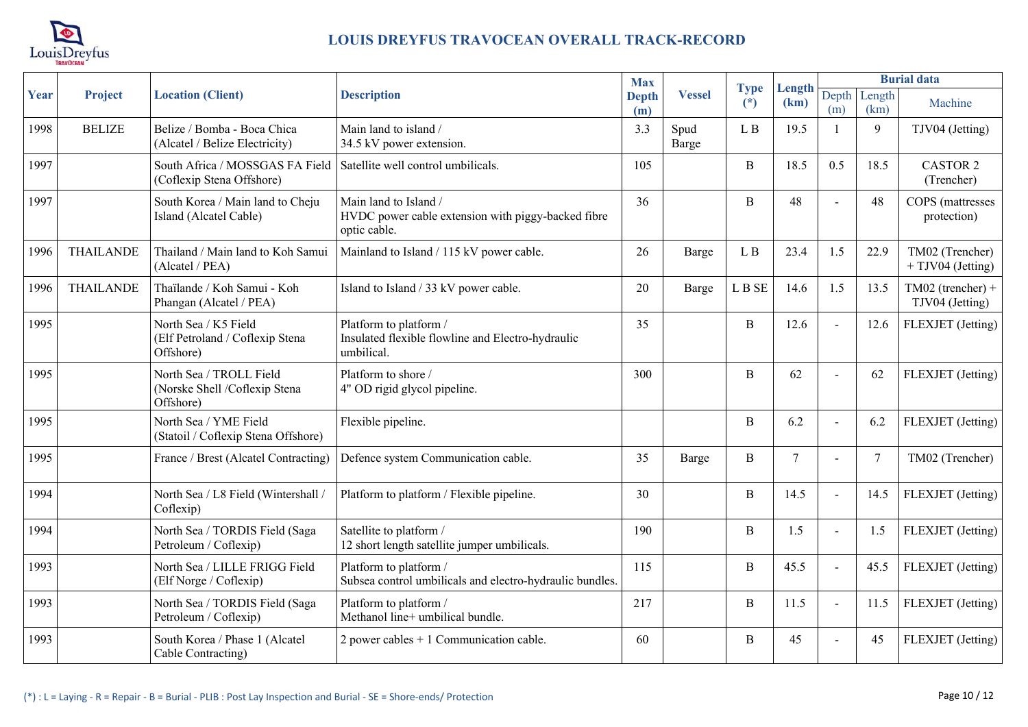# LOUIS DREYFUS TRAVOCEAN OVERALL TRACK-RECORD

| Year | Project | Location (Client) | Description | Max Depth (m) | Vessel | Type (*) | Length (km) | Burial data | | |
|---|---|---|---|---|---|---|---|---|---|---|
| | | | | | | | | Depth (m) | Length (km) | Machine |
| 1998 | BELIZE | Belize / Bomba - Boca Chica (Alcatel / Belize Electricity) | Main land to island / 34.5 kV power extension. | 3.3 | Spud Barge | L B | 19.5 | 1 | 9 | TJV04 (Jetting) |
| 1997 | | South Africa / MOSSGAS FA Field (Coflexip Stena Offshore) | Satellite well control umbilicals. | 105 | | B | 18.5 | 0.5 | 18.5 | CASTOR 2 (Trencher) |
| 1997 | | South Korea / Main land to Cheju Island (Alcatel Cable) | Main land to Island / HVDC power cable extension with piggy-backed fibre optic cable. | 36 | | B | 48 | - | 48 | COPS (mattresses protection) |
| 1996 | THAILANDE | Thailand / Main land to Koh Samui (Alcatel / PEA) | Mainland to Island / 115 kV power cable. | 26 | Barge | L B | 23.4 | 1.5 | 22.9 | TM02 (Trencher) + TJV04 (Jetting) |
| 1996 | THAILANDE | Thaïlande / Koh Samui - Koh Phangan (Alcatel / PEA) | Island to Island / 33 kV power cable. | 20 | Barge | L B SE | 14.6 | 1.5 | 13.5 | TM02 (trencher) + TJV04 (Jetting) |
| 1995 | | North Sea / K5 Field (Elf Petroland / Coflexip Stena Offshore) | Platform to platform / Insulated flexible flowline and Electro-hydraulic umbilical. | 35 | | B | 12.6 | - | 12.6 | FLEXJET (Jetting) |
| 1995 | | North Sea / TROLL Field (Norske Shell /Coflexip Stena Offshore) | Platform to shore / 4" OD rigid glycol pipeline. | 300 | | B | 62 | - | 62 | FLEXJET (Jetting) |
| 1995 | | North Sea / YME Field (Statoil / Coflexip Stena Offshore) | Flexible pipeline. | | | B | 6.2 | - | 6.2 | FLEXJET (Jetting) |
| 1995 | | France / Brest (Alcatel Contracting) | Defence system Communication cable. | 35 | Barge | B | 7 | - | 7 | TM02 (Trencher) |
| 1994 | | North Sea / L8 Field (Wintershall / Coflexip) | Platform to platform / Flexible pipeline. | 30 | | B | 14.5 | - | 14.5 | FLEXJET (Jetting) |
| 1994 | | North Sea / TORDIS Field (Saga Petroleum / Coflexip) | Satellite to platform / 12 short length satellite jumper umbilicals. | 190 | | B | 1.5 | - | 1.5 | FLEXJET (Jetting) |
| 1993 | | North Sea / LILLE FRIGG Field (Elf Norge / Coflexip) | Platform to platform / Subsea control umbilicals and electro-hydraulic bundles. | 115 | | B | 45.5 | - | 45.5 | FLEXJET (Jetting) |
| 1993 | | North Sea / TORDIS Field (Saga Petroleum / Coflexip) | Platform to platform / Methanol line+ umbilical bundle. | 217 | | B | 11.5 | - | 11.5 | FLEXJET (Jetting) |
| 1993 | | South Korea / Phase 1 (Alcatel Cable Contracting) | 2 power cables + 1 Communication cable. | 60 | | B | 45 | - | 45 | FLEXJET (Jetting) |

(*) : L = Laying - R = Repair - B = Burial - PLIB : Post Lay Inspection and Burial - SE = Shore-ends/ Protection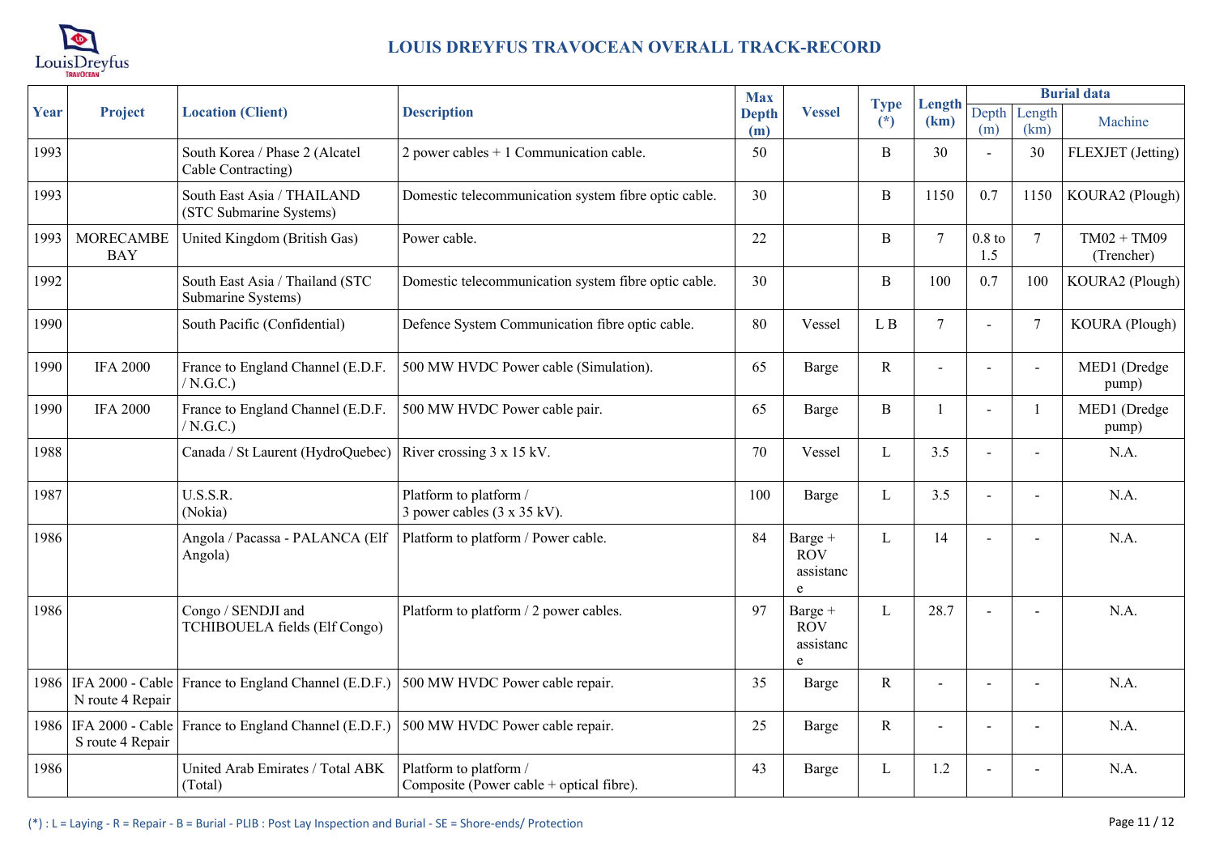# LOUIS DREYFUS TRAVOCEAN OVERALL TRACK-RECORD

| Year | Project | Location (Client) | Description | Max Depth (m) | Vessel | Type (*) | Length (km) | Burial data | | |
|---|---|---|---|---|---|---|---|---|---|---|
| | | | | | | | | Depth (m) | Length (km) | Machine |
| 1993 | | South Korea / Phase 2 (Alcatel Cable Contracting) | 2 power cables + 1 Communication cable. | 50 | | B | 30 | - | 30 | FLEXJET (Jetting) |
| 1993 | | South East Asia / THAILAND (STC Submarine Systems) | Domestic telecommunication system fibre optic cable. | 30 | | B | 1150 | 0.7 | 1150 | KOURA2 (Plough) |
| 1993 | MORECAMBE BAY | United Kingdom (British Gas) | Power cable. | 22 | | B | 7 | 0.8 to 1.5 | 7 | TM02 + TM09 (Trencher) |
| 1992 | | South East Asia / Thailand (STC Submarine Systems) | Domestic telecommunication system fibre optic cable. | 30 | | B | 100 | 0.7 | 100 | KOURA2 (Plough) |
| 1990 | | South Pacific (Confidential) | Defence System Communication fibre optic cable. | 80 | Vessel | L B | 7 | - | 7 | KOURA (Plough) |
| 1990 | IFA 2000 | France to England Channel (E.D.F. / N.G.C.) | 500 MW HVDC Power cable (Simulation). | 65 | Barge | R | - | - | - | MED1 (Dredge pump) |
| 1990 | IFA 2000 | France to England Channel (E.D.F. / N.G.C.) | 500 MW HVDC Power cable pair. | 65 | Barge | B | 1 | - | 1 | MED1 (Dredge pump) |
| 1988 | | Canada / St Laurent (HydroQuebec) | River crossing 3 x 15 kV. | 70 | Vessel | L | 3.5 | - | - | N.A. |
| 1987 | | U.S.S.R. (Nokia) | Platform to platform / 3 power cables (3 x 35 kV). | 100 | Barge | L | 3.5 | - | - | N.A. |
| 1986 | | Angola / Pacassa - PALANCA (Elf Angola) | Platform to platform / Power cable. | 84 | Barge + ROV assistance | L | 14 | - | - | N.A. |
| 1986 | | Congo / SENDJI and TCHIBOUELA fields (Elf Congo) | Platform to platform / 2 power cables. | 97 | Barge + ROV assistance | L | 28.7 | - | - | N.A. |
| 1986 | IFA 2000 - Cable N route 4 Repair | France to England Channel (E.D.F.) | 500 MW HVDC Power cable repair. | 35 | Barge | R | - | - | - | N.A. |
| 1986 | IFA 2000 - Cable S route 4 Repair | France to England Channel (E.D.F.) | 500 MW HVDC Power cable repair. | 25 | Barge | R | - | - | - | N.A. |
| 1986 | | United Arab Emirates / Total ABK (Total) | Platform to platform / Composite (Power cable + optical fibre). | 43 | Barge | L | 1.2 | - | - | N.A. |

(*) : L = Laying - R = Repair - B = Burial - PLIB : Post Lay Inspection and Burial - SE = Shore-ends/ Protection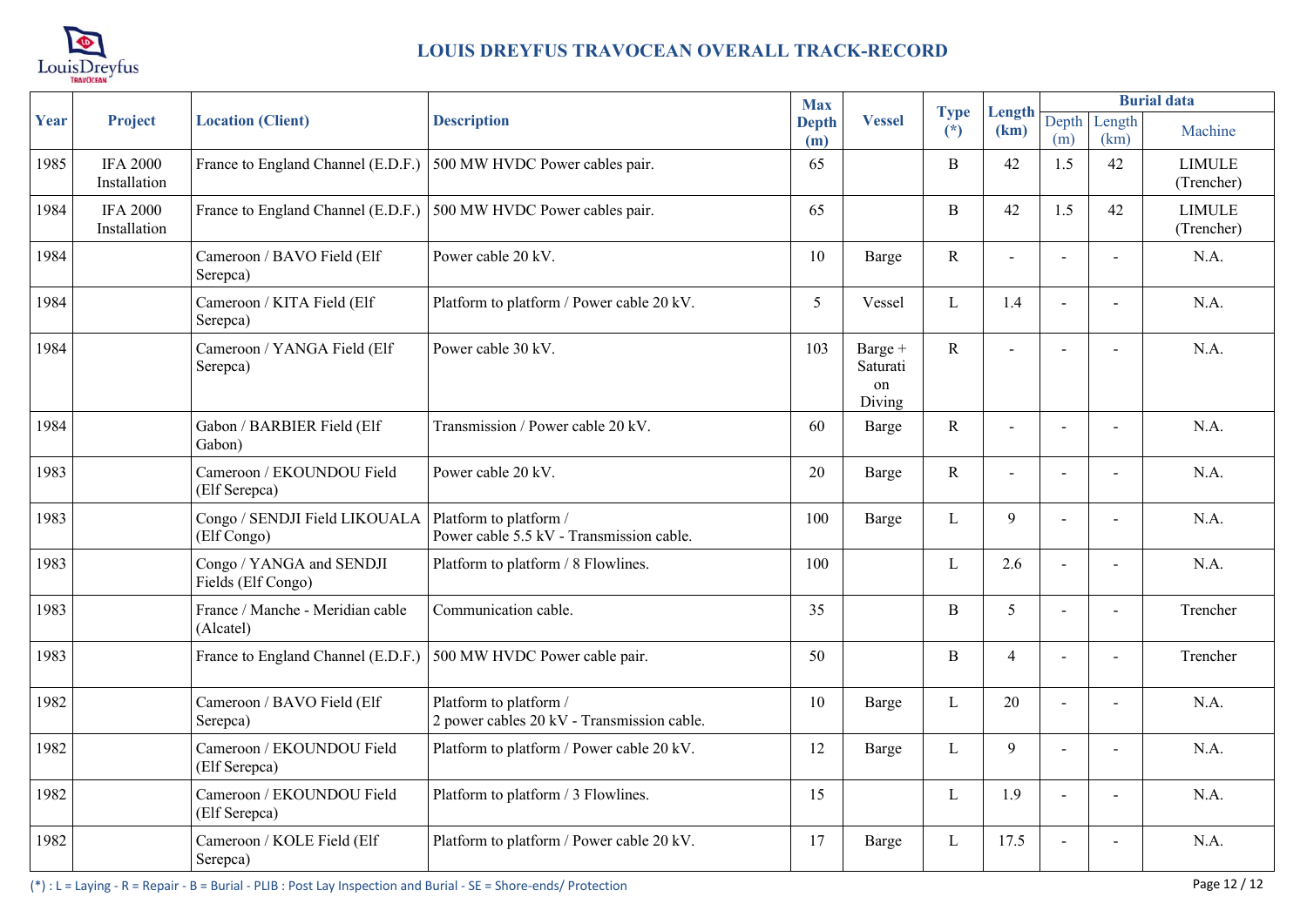# LOUIS DREYFUS TRAVOCEAN OVERALL TRACK-RECORD

| Year | Project | Location (Client) | Description | Max Depth (m) | Vessel | Type (*) | Length (km) | Burial data | | |
|---|---|---|---|---|---|---|---|---|---|---|
| | | | | | | | | Depth (m) | Length (km) | Machine |
| 1985 | IFA 2000 Installation | France to England Channel (E.D.F.) | 500 MW HVDC Power cables pair. | 65 | | B | 42 | 1.5 | 42 | LIMULE (Trencher) |
| 1984 | IFA 2000 Installation | France to England Channel (E.D.F.) | 500 MW HVDC Power cables pair. | 65 | | B | 42 | 1.5 | 42 | LIMULE (Trencher) |
| 1984 | | Cameroon / BAVO Field (Elf Serepca) | Power cable 20 kV. | 10 | Barge | R | - | - | - | N.A. |
| 1984 | | Cameroon / KITA Field (Elf Serepca) | Platform to platform / Power cable 20 kV. | 5 | Vessel | L | 1.4 | - | - | N.A. |
| 1984 | | Cameroon / YANGA Field (Elf Serepca) | Power cable 30 kV. | 103 | Barge + Saturation Diving | R | - | - | - | N.A. |
| 1984 | | Gabon / BARBIER Field (Elf Gabon) | Transmission / Power cable 20 kV. | 60 | Barge | R | - | - | - | N.A. |
| 1983 | | Cameroon / EKOUNDOU Field (Elf Serepca) | Power cable 20 kV. | 20 | Barge | R | - | - | - | N.A. |
| 1983 | | Congo / SENDJI Field LIKOUALA (Elf Congo) | Platform to platform / Power cable 5.5 kV - Transmission cable. | 100 | Barge | L | 9 | - | - | N.A. |
| 1983 | | Congo / YANGA and SENDJI Fields (Elf Congo) | Platform to platform / 8 Flowlines. | 100 | | L | 2.6 | - | - | N.A. |
| 1983 | | France / Manche - Meridian cable (Alcatel) | Communication cable. | 35 | | B | 5 | - | - | Trencher |
| 1983 | | France to England Channel (E.D.F.) | 500 MW HVDC Power cable pair. | 50 | | B | 4 | - | - | Trencher |
| 1982 | | Cameroon / BAVO Field (Elf Serepca) | Platform to platform / 2 power cables 20 kV - Transmission cable. | 10 | Barge | L | 20 | - | - | N.A. |
| 1982 | | Cameroon / EKOUNDOU Field (Elf Serepca) | Platform to platform / Power cable 20 kV. | 12 | Barge | L | 9 | - | - | N.A. |
| 1982 | | Cameroon / EKOUNDOU Field (Elf Serepca) | Platform to platform / 3 Flowlines. | 15 | | L | 1.9 | - | - | N.A. |
| 1982 | | Cameroon / KOLE Field (Elf Serepca) | Platform to platform / Power cable 20 kV. | 17 | Barge | L | 17.5 | - | - | N.A. |

(*) : L = Laying - R = Repair - B = Burial - PLIB : Post Lay Inspection and Burial - SE = Shore-ends/ Protection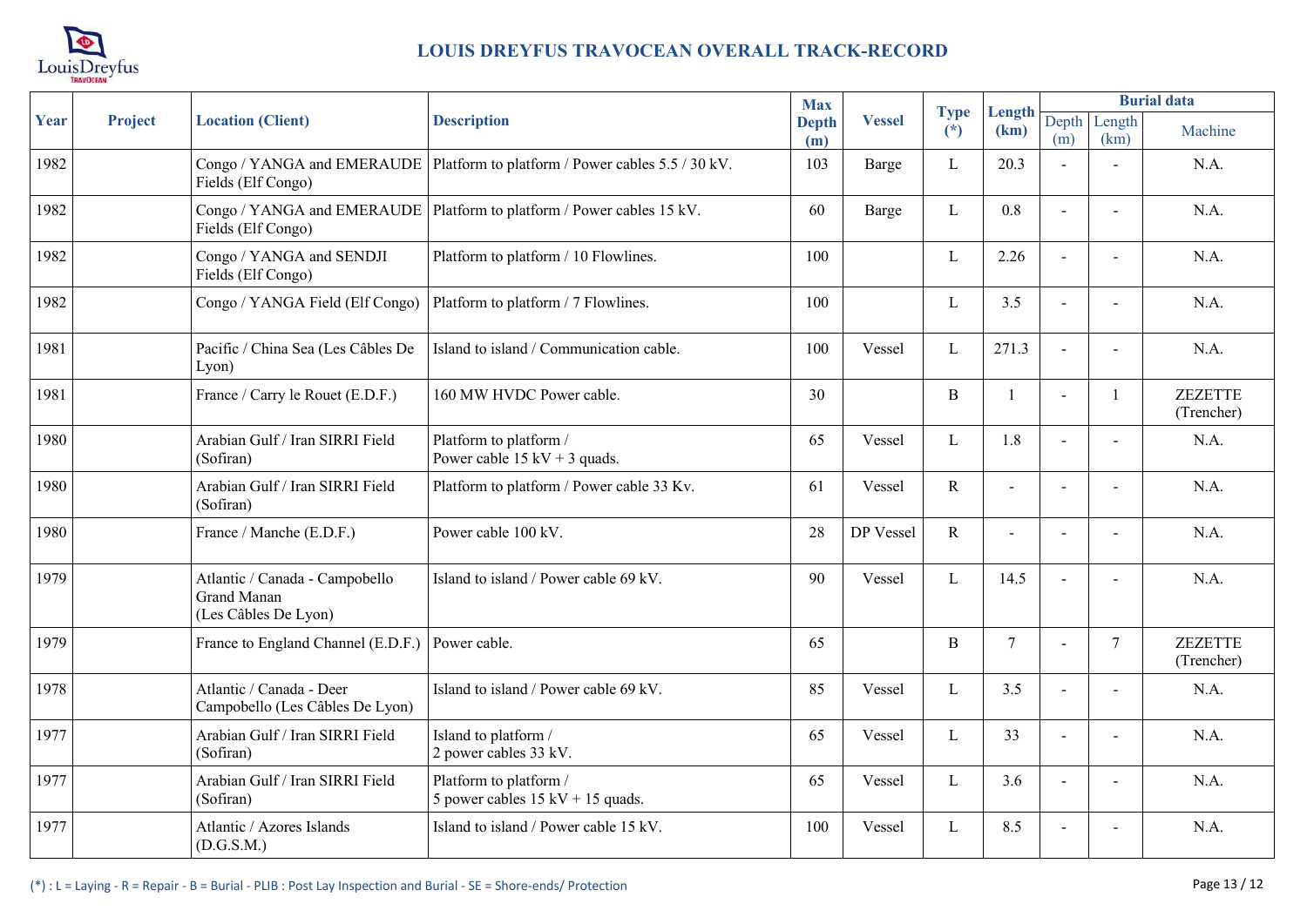# LOUIS DREYFUS TRAVOCEAN OVERALL TRACK-RECORD

| Year | Project | Location (Client) | Description | Max Depth (m) | Vessel | Type (*) | Length (km) | Burial data | | |
|---|---|---|---|---|---|---|---|---|---|---|
| | | | | | | | | Depth (m) | Length (km) | Machine |
| 1982 | | Congo / YANGA and EMERAUDE Fields (Elf Congo) | Platform to platform / Power cables 5.5 / 30 kV. | 103 | Barge | L | 20.3 | - | - | N.A. |
| 1982 | | Congo / YANGA and EMERAUDE Fields (Elf Congo) | Platform to platform / Power cables 15 kV. | 60 | Barge | L | 0.8 | - | - | N.A. |
| 1982 | | Congo / YANGA and SENDJI Fields (Elf Congo) | Platform to platform / 10 Flowlines. | 100 | | L | 2.26 | - | - | N.A. |
| 1982 | | Congo / YANGA Field (Elf Congo) | Platform to platform / 7 Flowlines. | 100 | | L | 3.5 | - | - | N.A. |
| 1981 | | Pacific / China Sea (Les Câbles De Lyon) | Island to island / Communication cable. | 100 | Vessel | L | 271.3 | - | - | N.A. |
| 1981 | | France / Carry le Rouet (E.D.F.) | 160 MW HVDC Power cable. | 30 | | B | 1 | - | 1 | ZEZETTE (Trencher) |
| 1980 | | Arabian Gulf / Iran SIRRI Field (Sofiran) | Platform to platform / Power cable 15 kV + 3 quads. | 65 | Vessel | L | 1.8 | - | - | N.A. |
| 1980 | | Arabian Gulf / Iran SIRRI Field (Sofiran) | Platform to platform / Power cable 33 Kv. | 61 | Vessel | R | - | - | - | N.A. |
| 1980 | | France / Manche (E.D.F.) | Power cable 100 kV. | 28 | DP Vessel | R | - | - | - | N.A. |
| 1979 | | Atlantic / Canada - Campobello Grand Manan (Les Câbles De Lyon) | Island to island / Power cable 69 kV. | 90 | Vessel | L | 14.5 | - | - | N.A. |
| 1979 | | France to England Channel (E.D.F.) | Power cable. | 65 | | B | 7 | - | 7 | ZEZETTE (Trencher) |
| 1978 | | Atlantic / Canada - Deer Campobello (Les Câbles De Lyon) | Island to island / Power cable 69 kV. | 85 | Vessel | L | 3.5 | - | - | N.A. |
| 1977 | | Arabian Gulf / Iran SIRRI Field (Sofiran) | Island to platform / 2 power cables 33 kV. | 65 | Vessel | L | 33 | - | - | N.A. |
| 1977 | | Arabian Gulf / Iran SIRRI Field (Sofiran) | Platform to platform / 5 power cables 15 kV + 15 quads. | 65 | Vessel | L | 3.6 | - | - | N.A. |
| 1977 | | Atlantic / Azores Islands (D.G.S.M.) | Island to island / Power cable 15 kV. | 100 | Vessel | L | 8.5 | - | - | N.A. |

(*) : L = Laying - R = Repair - B = Burial - PLIB : Post Lay Inspection and Burial - SE = Shore-ends/ Protection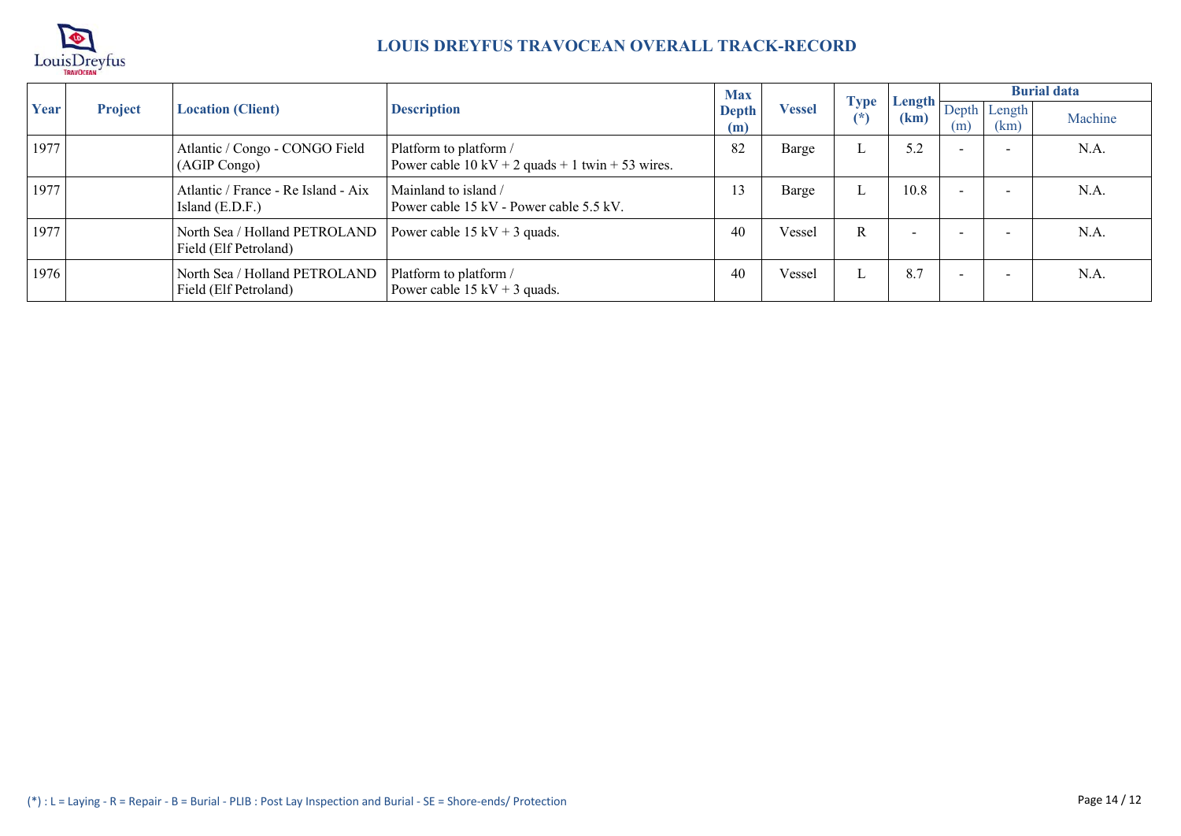# LOUIS DREYFUS TRAVOCEAN OVERALL TRACK-RECORD

| Year | Project | Location (Client) | Description | Max Depth (m) | Vessel | Type (*) | Length (km) | Burial data | | |
|---|---|---|---|---|---|---|---|---|---|---|
| | | | | | | | | Depth (m) | Length (km) | Machine |
| 1977 | | Atlantic / Congo - CONGO Field (AGIP Congo) | Platform to platform / Power cable 10 kV + 2 quads + 1 twin + 53 wires. | 82 | Barge | L | 5.2 | - | - | N.A. |
| 1977 | | Atlantic / France - Re Island - Aix Island (E.D.F.) | Mainland to island / Power cable 15 kV - Power cable 5.5 kV. | 13 | Barge | L | 10.8 | - | - | N.A. |
| 1977 | | North Sea / Holland PETROLAND Field (Elf Petroland) | Power cable 15 kV + 3 quads. | 40 | Vessel | R | - | - | - | N.A. |
| 1976 | | North Sea / Holland PETROLAND Field (Elf Petroland) | Platform to platform / Power cable 15 kV + 3 quads. | 40 | Vessel | L | 8.7 | - | - | N.A. |

(*) : L = Laying - R = Repair - B = Burial - PLIB : Post Lay Inspection and Burial - SE = Shore-ends/ Protection